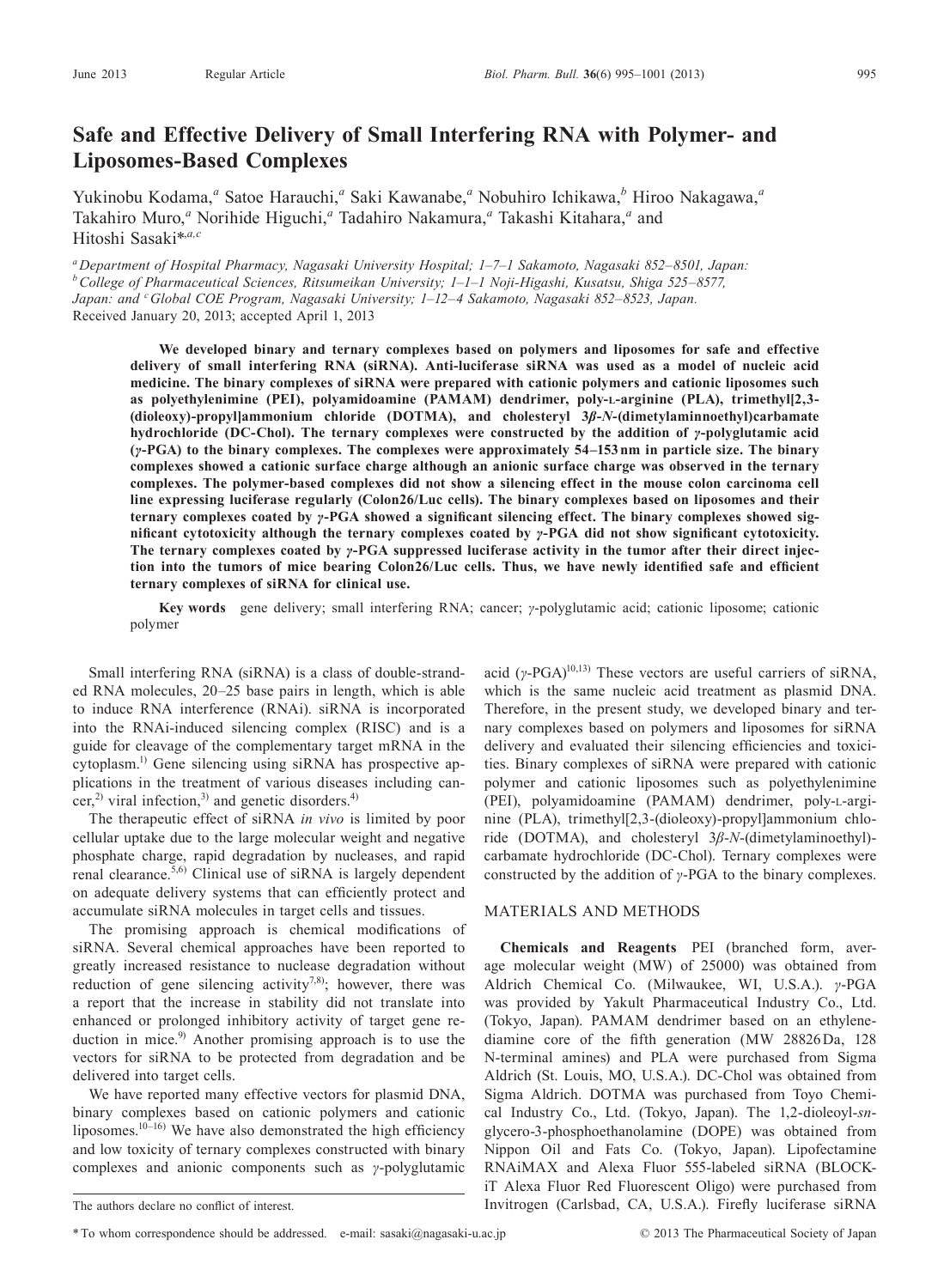# Safe and Effective Delivery of Small Interfering RNA with Polymer- and Liposomes-Based Complexes

Yukinobu Kodama,[a] Satoe Harauchi,[a] Saki Kawanabe,[a] Nobuhiro Ichikawa,[b] Hiroo Nakagawa,[a] Takahiro Muro,[a] Norihide Higuchi,[a] Tadahiro Nakamura,[a] Takashi Kitahara,[a] and Hitoshi Sasaki*[a,c]

[a] *Department of Hospital Pharmacy, Nagasaki University Hospital; 1–7–1 Sakamoto, Nagasaki 852–8501, Japan:* [b] *College of Pharmaceutical Sciences, Ritsumeikan University; 1–1–1 Noji-Higashi, Kusatsu, Shiga 525–8577, Japan: and* [c] *Global COE Program, Nagasaki University; 1–12–4 Sakamoto, Nagasaki 852–8523, Japan.*
Received January 20, 2013; accepted April 1, 2013

**We developed binary and ternary complexes based on polymers and liposomes for safe and effective delivery of small interfering RNA (siRNA). Anti-luciferase siRNA was used as a model of nucleic acid medicine. The binary complexes of siRNA were prepared with cationic polymers and cationic liposomes such as polyethylenimine (PEI), polyamidoamine (PAMAM) dendrimer, poly-L-arginine (PLA), trimethyl[2,3-(dioleoxy)-propyl]ammonium chloride (DOTMA), and cholesteryl 3β-*N*-(dimetylaminnoethyl)carbamate hydrochloride (DC-Chol). The ternary complexes were constructed by the addition of γ-polyglutamic acid (γ-PGA) to the binary complexes. The complexes were approximately 54–153 nm in particle size. The binary complexes showed a cationic surface charge although an anionic surface charge was observed in the ternary complexes. The polymer-based complexes did not show a silencing effect in the mouse colon carcinoma cell line expressing luciferase regularly (Colon26/Luc cells). The binary complexes based on liposomes and their ternary complexes coated by γ-PGA showed a significant silencing effect. The binary complexes showed significant cytotoxicity although the ternary complexes coated by γ-PGA did not show significant cytotoxicity. The ternary complexes coated by γ-PGA suppressed luciferase activity in the tumor after their direct injection into the tumors of mice bearing Colon26/Luc cells. Thus, we have newly identified safe and efficient ternary complexes of siRNA for clinical use.**

**Key words** gene delivery; small interfering RNA; cancer; γ-polyglutamic acid; cationic liposome; cationic polymer

Small interfering RNA (siRNA) is a class of double-stranded RNA molecules, 20–25 base pairs in length, which is able to induce RNA interference (RNAi). siRNA is incorporated into the RNAi-induced silencing complex (RISC) and is a guide for cleavage of the complementary target mRNA in the cytoplasm.[1] Gene silencing using siRNA has prospective applications in the treatment of various diseases including cancer,[2] viral infection,[3] and genetic disorders.[4]

The therapeutic effect of siRNA *in vivo* is limited by poor cellular uptake due to the large molecular weight and negative phosphate charge, rapid degradation by nucleases, and rapid renal clearance.[5,6] Clinical use of siRNA is largely dependent on adequate delivery systems that can efficiently protect and accumulate siRNA molecules in target cells and tissues.

The promising approach is chemical modifications of siRNA. Several chemical approaches have been reported to greatly increased resistance to nuclease degradation without reduction of gene silencing activity[7,8]; however, there was a report that the increase in stability did not translate into enhanced or prolonged inhibitory activity of target gene reduction in mice.[9] Another promising approach is to use the vectors for siRNA to be protected from degradation and be delivered into target cells.

We have reported many effective vectors for plasmid DNA, binary complexes based on cationic polymers and cationic liposomes.[10–16] We have also demonstrated the high efficiency and low toxicity of ternary complexes constructed with binary complexes and anionic components such as γ-polyglutamic acid (γ-PGA)[10,13] These vectors are useful carriers of siRNA, which is the same nucleic acid treatment as plasmid DNA. Therefore, in the present study, we developed binary and ternary complexes based on polymers and liposomes for siRNA delivery and evaluated their silencing efficiencies and toxicities. Binary complexes of siRNA were prepared with cationic polymer and cationic liposomes such as polyethylenimine (PEI), polyamidoamine (PAMAM) dendrimer, poly-L-arginine (PLA), trimethyl[2,3-(dioleoxy)-propyl]ammonium chloride (DOTMA), and cholesteryl 3β-*N*-(dimetylaminoethyl)-carbamate hydrochloride (DC-Chol). Ternary complexes were constructed by the addition of γ-PGA to the binary complexes.

## MATERIALS AND METHODS

**Chemicals and Reagents** PEI (branched form, average molecular weight (MW) of 25000) was obtained from Aldrich Chemical Co. (Milwaukee, WI, U.S.A.). γ-PGA was provided by Yakult Pharmaceutical Industry Co., Ltd. (Tokyo, Japan). PAMAM dendrimer based on an ethylenediamine core of the fifth generation (MW 28826 Da, 128 N-terminal amines) and PLA were purchased from Sigma Aldrich (St. Louis, MO, U.S.A.). DC-Chol was obtained from Sigma Aldrich. DOTMA was purchased from Toyo Chemical Industry Co., Ltd. (Tokyo, Japan). The 1,2-dioleoyl-*sn*-glycero-3-phosphoethanolamine (DOPE) was obtained from Nippon Oil and Fats Co. (Tokyo, Japan). Lipofectamine RNAiMAX and Alexa Fluor 555-labeled siRNA (BLOCK-iT Alexa Fluor Red Fluorescent Oligo) were purchased from Invitrogen (Carlsbad, CA, U.S.A.). Firefly luciferase siRNA

The authors declare no conflict of interest.

* To whom correspondence should be addressed. e-mail: sasaki@nagasaki-u.ac.jp

© 2013 The Pharmaceutical Society of Japan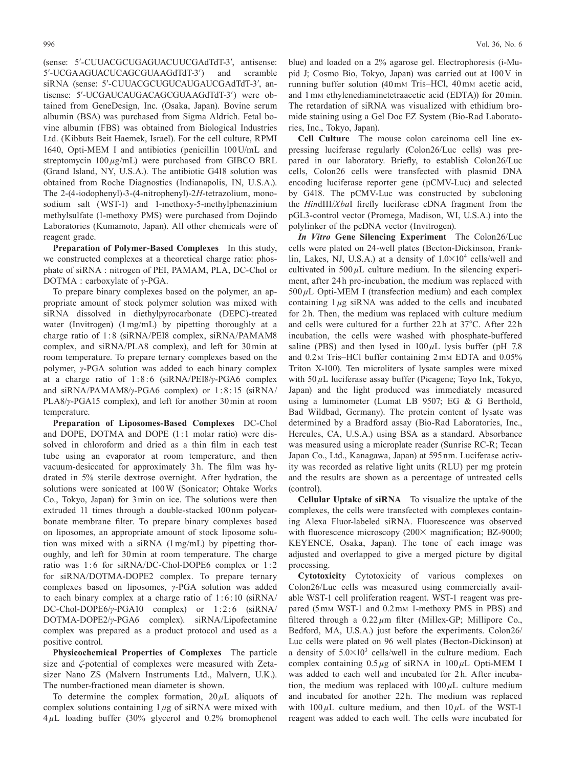(sense: 5′-CUUACGCUGAGUACUUCGAdTdT-3′, antisense: 5′-UCGAAGUACUCAGCGUAAGdTdT-3′) and scramble siRNA (sense: 5′-CUUACGCUGUCAUGAUCGAdTdT-3′, antisense: 5′-UCGAUCAUGACAGCGUAAGdTdT-3′) were obtained from GeneDesign, Inc. (Osaka, Japan). Bovine serum albumin (BSA) was purchased from Sigma Aldrich. Fetal bovine albumin (FBS) was obtained from Biological Industries Ltd. (Kibbuts Beit Haemek, Israel). For the cell culture, RPMI 1640, Opti-MEM I and antibiotics (penicillin 100 U/mL and streptomycin 100 $\mu$g/mL) were purchased from GIBCO BRL (Grand Island, NY, U.S.A.). The antibiotic G418 solution was obtained from Roche Diagnostics (Indianapolis, IN, U.S.A.). The 2-(4-iodophenyl)-3-(4-nitrophenyl)-2*H*-tetrazolium, monosodium salt (WST-1) and 1-methoxy-5-methylphenazinium methylsulfate (1-methoxy PMS) were purchased from Dojindo Laboratories (Kumamoto, Japan). All other chemicals were of reagent grade.

**Preparation of Polymer-Based Complexes** In this study, we constructed complexes at a theoretical charge ratio: phosphate of siRNA : nitrogen of PEI, PAMAM, PLA, DC-Chol or DOTMA : carboxylate of $\gamma$-PGA.

To prepare binary complexes based on the polymer, an appropriate amount of stock polymer solution was mixed with siRNA dissolved in diethylpyrocarbonate (DEPC)-treated water (Invitrogen) (1 mg/mL) by pipetting thoroughly at a charge ratio of 1 : 8 (siRNA/PEI8 complex, siRNA/PAMAM8 complex, and siRNA/PLA8 complex), and left for 30 min at room temperature. To prepare ternary complexes based on the polymer, $\gamma$-PGA solution was added to each binary complex at a charge ratio of 1 : 8 : 6 (siRNA/PEI8/$\gamma$-PGA6 complex and siRNA/PAMAM8/$\gamma$-PGA6 complex) or 1 : 8 : 15 (siRNA/PLA8/$\gamma$-PGA15 complex), and left for another 30 min at room temperature.

**Preparation of Liposomes-Based Complexes** DC-Chol and DOPE, DOTMA and DOPE (1 : 1 molar ratio) were dissolved in chloroform and dried as a thin film in each test tube using an evaporator at room temperature, and then vacuum-desiccated for approximately 3 h. The film was hydrated in 5% sterile dextrose overnight. After hydration, the solutions were sonicated at 100 W (Sonicator; Ohtake Works Co., Tokyo, Japan) for 3 min on ice. The solutions were then extruded 11 times through a double-stacked 100 nm polycarbonate membrane filter. To prepare binary complexes based on liposomes, an appropriate amount of stock liposome solution was mixed with a siRNA (1 mg/mL) by pipetting thoroughly, and left for 30 min at room temperature. The charge ratio was 1 : 6 for siRNA/DC-Chol-DOPE6 complex or 1 : 2 for siRNA/DOTMA-DOPE2 complex. To prepare ternary complexes based on liposomes, $\gamma$-PGA solution was added to each binary complex at a charge ratio of 1 : 6 : 10 (siRNA/DC-Chol-DOPE6/$\gamma$-PGA10 complex) or 1 : 2 : 6 (siRNA/DOTMA-DOPE2/$\gamma$-PGA6 complex). siRNA/Lipofectamine complex was prepared as a product protocol and used as a positive control.

**Physicochemical Properties of Complexes** The particle size and $\zeta$-potential of complexes were measured with Zetasizer Nano ZS (Malvern Instruments Ltd., Malvern, U.K.). The number-fractioned mean diameter is shown.

To determine the complex formation, 20 $\mu$L aliquots of complex solutions containing 1 $\mu$g of siRNA were mixed with 4 $\mu$L loading buffer (30% glycerol and 0.2% bromophenol blue) and loaded on a 2% agarose gel. Electrophoresis (i-Mupid J; Cosmo Bio, Tokyo, Japan) was carried out at 100 V in running buffer solution (40 mM Tris–HCl, 40 mM acetic acid, and 1 mM ethylenediaminetetraacetic acid (EDTA)) for 20 min. The retardation of siRNA was visualized with ethidium bromide staining using a Gel Doc EZ System (Bio-Rad Laboratories, Inc., Tokyo, Japan).

**Cell Culture** The mouse colon carcinoma cell line expressing luciferase regularly (Colon26/Luc cells) was prepared in our laboratory. Briefly, to establish Colon26/Luc cells, Colon26 cells were transfected with plasmid DNA encoding luciferase reporter gene (pCMV-Luc) and selected by G418. The pCMV-Luc was constructed by subcloning the *Hin*dIII/*Xba*I firefly luciferase cDNA fragment from the pGL3-control vector (Promega, Madison, WI, U.S.A.) into the polylinker of the pcDNA vector (Invitrogen).

***In Vitro* Gene Silencing Experiment** The Colon26/Luc cells were plated on 24-well plates (Becton-Dickinson, Franklin, Lakes, NJ, U.S.A.) at a density of $1.0\times10^4$ cells/well and cultivated in 500 $\mu$L culture medium. In the silencing experiment, after 24 h pre-incubation, the medium was replaced with 500 $\mu$L Opti-MEM I (transfection medium) and each complex containing 1 $\mu$g siRNA was added to the cells and incubated for 2 h. Then, the medium was replaced with culture medium and cells were cultured for a further 22 h at 37°C. After 22 h incubation, the cells were washed with phosphate-buffered saline (PBS) and then lysed in 100 $\mu$L lysis buffer (pH 7.8 and 0.2 M Tris–HCl buffer containing 2 mM EDTA and 0.05% Triton X-100). Ten microliters of lysate samples were mixed with 50 $\mu$L luciferase assay buffer (Picagene; Toyo Ink, Tokyo, Japan) and the light produced was immediately measured using a luminometer (Lumat LB 9507; EG & G Berthold, Bad Wildbad, Germany). The protein content of lysate was determined by a Bradford assay (Bio-Rad Laboratories, Inc., Hercules, CA, U.S.A.) using BSA as a standard. Absorbance was measured using a microplate reader (Sunrise RC-R; Tecan Japan Co., Ltd., Kanagawa, Japan) at 595 nm. Luciferase activity was recorded as relative light units (RLU) per mg protein and the results are shown as a percentage of untreated cells (control).

**Cellular Uptake of siRNA** To visualize the uptake of the complexes, the cells were transfected with complexes containing Alexa Fluor-labeled siRNA. Fluorescence was observed with fluorescence microscopy (200× magnification; BZ-9000; KEYENCE, Osaka, Japan). The tone of each image was adjusted and overlapped to give a merged picture by digital processing.

**Cytotoxicity** Cytotoxicity of various complexes on Colon26/Luc cells was measured using commercially available WST-1 cell proliferation reagent. WST-1 reagent was prepared (5 mM WST-1 and 0.2 mM 1-methoxy PMS in PBS) and filtered through a 0.22 $\mu$m filter (Millex-GP; Millipore Co., Bedford, MA, U.S.A.) just before the experiments. Colon26/Luc cells were plated on 96 well plates (Becton-Dickinson) at a density of $5.0\times10^3$ cells/well in the culture medium. Each complex containing 0.5 $\mu$g of siRNA in 100 $\mu$L Opti-MEM I was added to each well and incubated for 2 h. After incubation, the medium was replaced with 100 $\mu$L culture medium and incubated for another 22 h. The medium was replaced with 100 $\mu$L culture medium, and then 10 $\mu$L of the WST-1 reagent was added to each well. The cells were incubated for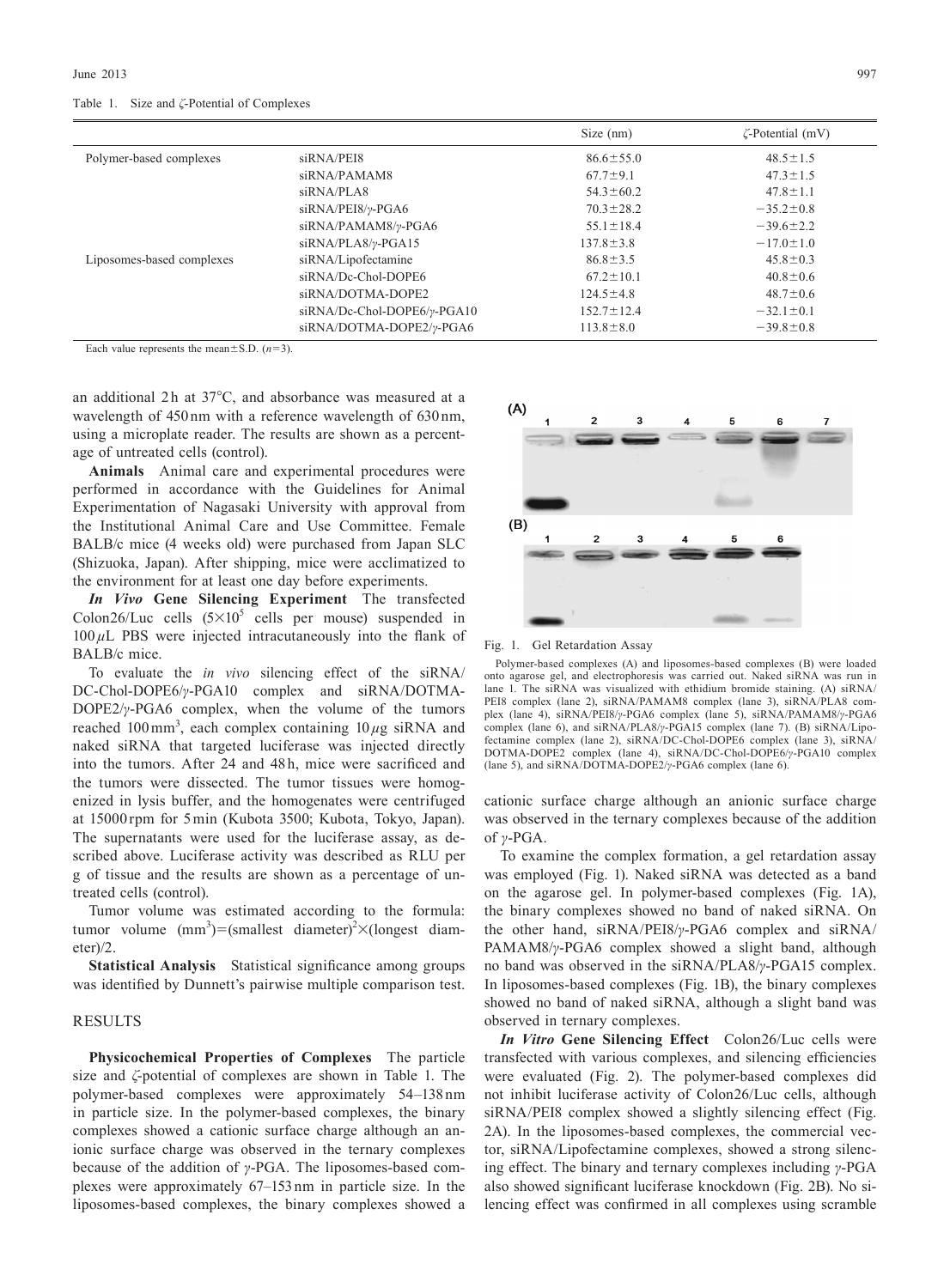Table 1. Size and ζ-Potential of Complexes

| | | Size (nm) | ζ-Potential (mV) |
|---|---|---|---|
| Polymer-based complexes | siRNA/PEI8 | 86.6±55.0 | 48.5±1.5 |
| | siRNA/PAMAM8 | 67.7±9.1 | 47.3±1.5 |
| | siRNA/PLA8 | 54.3±60.2 | 47.8±1.1 |
| | siRNA/PEI8/γ-PGA6 | 70.3±28.2 | −35.2±0.8 |
| | siRNA/PAMAM8/γ-PGA6 | 55.1±18.4 | −39.6±2.2 |
| | siRNA/PLA8/γ-PGA15 | 137.8±3.8 | −17.0±1.0 |
| Liposomes-based complexes | siRNA/Lipofectamine | 86.8±3.5 | 45.8±0.3 |
| | siRNA/Dc-Chol-DOPE6 | 67.2±10.1 | 40.8±0.6 |
| | siRNA/DOTMA-DOPE2 | 124.5±4.8 | 48.7±0.6 |
| | siRNA/Dc-Chol-DOPE6/γ-PGA10 | 152.7±12.4 | −32.1±0.1 |
| | siRNA/DOTMA-DOPE2/γ-PGA6 | 113.8±8.0 | −39.8±0.8 |

Each value represents the mean±S.D. ($n$=3).

an additional 2 h at 37°C, and absorbance was measured at a wavelength of 450 nm with a reference wavelength of 630 nm, using a microplate reader. The results are shown as a percentage of untreated cells (control).

**Animals** Animal care and experimental procedures were performed in accordance with the Guidelines for Animal Experimentation of Nagasaki University with approval from the Institutional Animal Care and Use Committee. Female BALB/c mice (4 weeks old) were purchased from Japan SLC (Shizuoka, Japan). After shipping, mice were acclimatized to the environment for at least one day before experiments.

***In Vivo* Gene Silencing Experiment** The transfected Colon26/Luc cells ($5\times10^5$ cells per mouse) suspended in 100 $\mu$L PBS were injected intracutaneously into the flank of BALB/c mice.

To evaluate the *in vivo* silencing effect of the siRNA/DC-Chol-DOPE6/γ-PGA10 complex and siRNA/DOTMA-DOPE2/γ-PGA6 complex, when the volume of the tumors reached 100 mm$^3$, each complex containing 10 $\mu$g siRNA and naked siRNA that targeted luciferase was injected directly into the tumors. After 24 and 48 h, mice were sacrificed and the tumors were dissected. The tumor tissues were homogenized in lysis buffer, and the homogenates were centrifuged at 15000 rpm for 5 min (Kubota 3500; Kubota, Tokyo, Japan). The supernatants were used for the luciferase assay, as described above. Luciferase activity was described as RLU per g of tissue and the results are shown as a percentage of untreated cells (control).

Tumor volume was estimated according to the formula: tumor volume (mm$^3$)=(smallest diameter)$^2$×(longest diameter)/2.

**Statistical Analysis** Statistical significance among groups was identified by Dunnett's pairwise multiple comparison test.

## RESULTS

**Physicochemical Properties of Complexes** The particle size and ζ-potential of complexes are shown in Table 1. The polymer-based complexes were approximately 54–138 nm in particle size. In the polymer-based complexes, the binary complexes showed a cationic surface charge although an anionic surface charge was observed in the ternary complexes because of the addition of γ-PGA. The liposomes-based complexes were approximately 67–153 nm in particle size. In the liposomes-based complexes, the binary complexes showed a cationic surface charge although an anionic surface charge was observed in the ternary complexes because of the addition of γ-PGA.

Fig. 1. Gel Retardation Assay

Polymer-based complexes (A) and liposomes-based complexes (B) were loaded onto agarose gel, and electrophoresis was carried out. Naked siRNA was run in lane 1. The siRNA was visualized with ethidium bromide staining. (A) siRNA/PEI8 complex (lane 2), siRNA/PAMAM8 complex (lane 3), siRNA/PLA8 complex (lane 4), siRNA/PEI8/γ-PGA6 complex (lane 5), siRNA/PAMAM8/γ-PGA6 complex (lane 6), and siRNA/PLA8/γ-PGA15 complex (lane 7). (B) siRNA/Lipofectamine complex (lane 2), siRNA/DC-Chol-DOPE6 complex (lane 3), siRNA/DOTMA-DOPE2 complex (lane 4), siRNA/DC-Chol-DOPE6/γ-PGA10 complex (lane 5), and siRNA/DOTMA-DOPE2/γ-PGA6 complex (lane 6).

To examine the complex formation, a gel retardation assay was employed (Fig. 1). Naked siRNA was detected as a band on the agarose gel. In polymer-based complexes (Fig. 1A), the binary complexes showed no band of naked siRNA. On the other hand, siRNA/PEI8/γ-PGA6 complex and siRNA/PAMAM8/γ-PGA6 complex showed a slight band, although no band was observed in the siRNA/PLA8/γ-PGA15 complex. In liposomes-based complexes (Fig. 1B), the binary complexes showed no band of naked siRNA, although a slight band was observed in ternary complexes.

***In Vitro* Gene Silencing Effect** Colon26/Luc cells were transfected with various complexes, and silencing efficiencies were evaluated (Fig. 2). The polymer-based complexes did not inhibit luciferase activity of Colon26/Luc cells, although siRNA/PEI8 complex showed a slightly silencing effect (Fig. 2A). In the liposomes-based complexes, the commercial vector, siRNA/Lipofectamine complexes, showed a strong silencing effect. The binary and ternary complexes including γ-PGA also showed significant luciferase knockdown (Fig. 2B). No silencing effect was confirmed in all complexes using scramble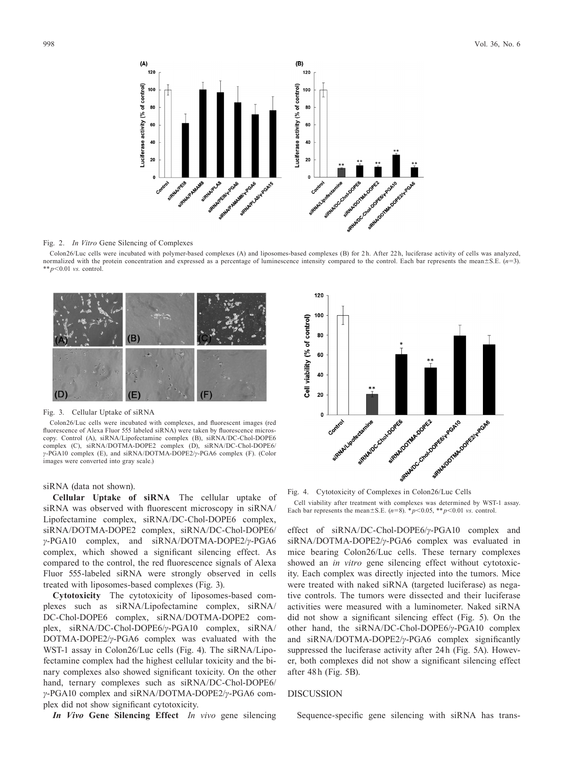Fig. 2. *In Vitro* Gene Silencing of Complexes

Colon26/Luc cells were incubated with polymer-based complexes (A) and liposomes-based complexes (B) for 2 h. After 22 h, luciferase activity of cells was analyzed, normalized with the protein concentration and expressed as a percentage of luminescence intensity compared to the control. Each bar represents the mean±S.E. ($n$=3). ** $p$<0.01 *vs.* control.

Fig. 3. Cellular Uptake of siRNA

Colon26/Luc cells were incubated with complexes, and fluorescent images (red fluorescence of Alexa Fluor 555 labeled siRNA) were taken by fluorescence microscopy. Control (A), siRNA/Lipofectamine complex (B), siRNA/DC-Chol-DOPE6 complex (C), siRNA/DOTMA-DOPE2 complex (D), siRNA/DC-Chol-DOPE6/$\gamma$-PGA10 complex (E), and siRNA/DOTMA-DOPE2/$\gamma$-PGA6 complex (F). (Color images were converted into gray scale.)

Fig. 4. Cytotoxicity of Complexes in Colon26/Luc Cells

Cell viability after treatment with complexes was determined by WST-1 assay. Each bar represents the mean±S.E. ($n$=8). * $p$<0.05, ** $p$<0.01 *vs.* control.

siRNA (data not shown).

**Cellular Uptake of siRNA** The cellular uptake of siRNA was observed with fluorescent microscopy in siRNA/Lipofectamine complex, siRNA/DC-Chol-DOPE6 complex, siRNA/DOTMA-DOPE2 complex, siRNA/DC-Chol-DOPE6/$\gamma$-PGA10 complex, and siRNA/DOTMA-DOPE2/$\gamma$-PGA6 complex, which showed a significant silencing effect. As compared to the control, the red fluorescence signals of Alexa Fluor 555-labeled siRNA were strongly observed in cells treated with liposomes-based complexes (Fig. 3).

**Cytotoxicity** The cytotoxicity of liposomes-based complexes such as siRNA/Lipofectamine complex, siRNA/DC-Chol-DOPE6 complex, siRNA/DOTMA-DOPE2 complex, siRNA/DC-Chol-DOPE6/$\gamma$-PGA10 complex, siRNA/DOTMA-DOPE2/$\gamma$-PGA6 complex was evaluated with the WST-1 assay in Colon26/Luc cells (Fig. 4). The siRNA/Lipofectamine complex had the highest cellular toxicity and the binary complexes also showed significant toxicity. On the other hand, ternary complexes such as siRNA/DC-Chol-DOPE6/$\gamma$-PGA10 complex and siRNA/DOTMA-DOPE2/$\gamma$-PGA6 complex did not show significant cytotoxicity.

***In Vivo* Gene Silencing Effect** *In vivo* gene silencing effect of siRNA/DC-Chol-DOPE6/$\gamma$-PGA10 complex and siRNA/DOTMA-DOPE2/$\gamma$-PGA6 complex was evaluated in mice bearing Colon26/Luc cells. These ternary complexes showed an *in vitro* gene silencing effect without cytotoxicity. Each complex was directly injected into the tumors. Mice were treated with naked siRNA (targeted luciferase) as negative controls. The tumors were dissected and their luciferase activities were measured with a luminometer. Naked siRNA did not show a significant silencing effect (Fig. 5). On the other hand, the siRNA/DC-Chol-DOPE6/$\gamma$-PGA10 complex and siRNA/DOTMA-DOPE2/$\gamma$-PGA6 complex significantly suppressed the luciferase activity after 24 h (Fig. 5A). However, both complexes did not show a significant silencing effect after 48 h (Fig. 5B).

## DISCUSSION

Sequence-specific gene silencing with siRNA has trans-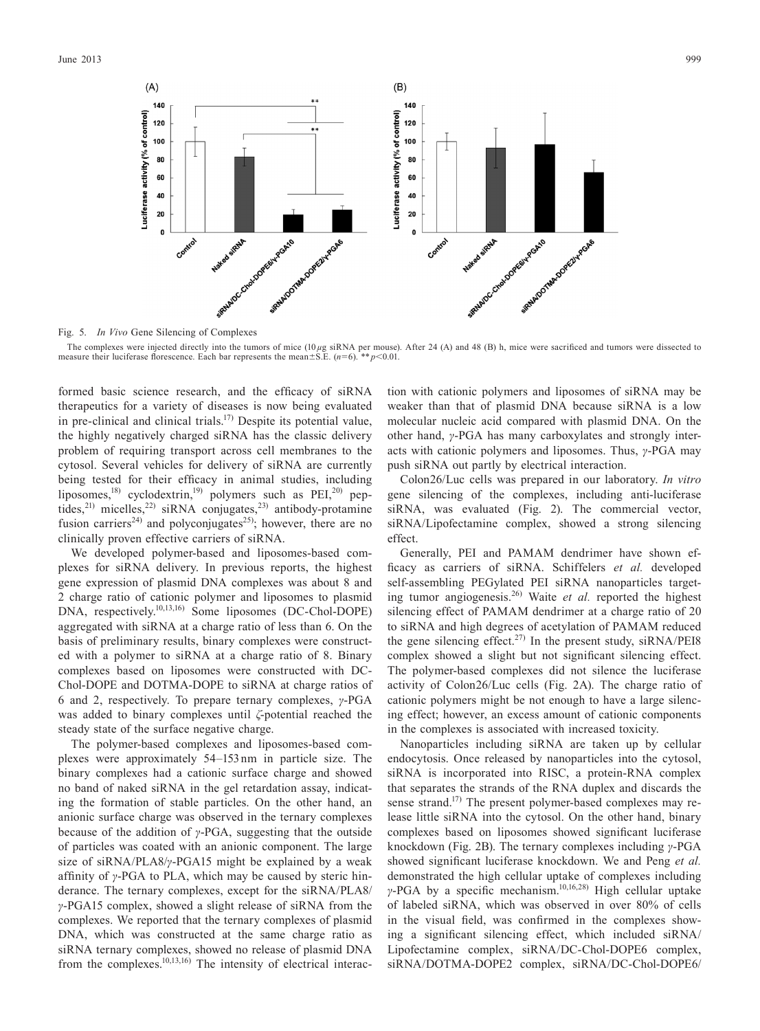Fig. 5. *In Vivo* Gene Silencing of Complexes

The complexes were injected directly into the tumors of mice (10 $\mu$g siRNA per mouse). After 24 (A) and 48 (B) h, mice were sacrificed and tumors were dissected to measure their luciferase florescence. Each bar represents the mean±S.E. ($n=6$). ** $p<0.01$.

formed basic science research, and the efficacy of siRNA therapeutics for a variety of diseases is now being evaluated in pre-clinical and clinical trials.[17] Despite its potential value, the highly negatively charged siRNA has the classic delivery problem of requiring transport across cell membranes to the cytosol. Several vehicles for delivery of siRNA are currently being tested for their efficacy in animal studies, including liposomes,[18] cyclodextrin,[19] polymers such as PEI,[20] peptides,[21] micelles,[22] siRNA conjugates,[23] antibody-protamine fusion carriers[24] and polyconjugates[25]; however, there are no clinically proven effective carriers of siRNA.

We developed polymer-based and liposomes-based complexes for siRNA delivery. In previous reports, the highest gene expression of plasmid DNA complexes was about 8 and 2 charge ratio of cationic polymer and liposomes to plasmid DNA, respectively.[10,13,16] Some liposomes (DC-Chol-DOPE) aggregated with siRNA at a charge ratio of less than 6. On the basis of preliminary results, binary complexes were constructed with a polymer to siRNA at a charge ratio of 8. Binary complexes based on liposomes were constructed with DC-Chol-DOPE and DOTMA-DOPE to siRNA at charge ratios of 6 and 2, respectively. To prepare ternary complexes, $\gamma$-PGA was added to binary complexes until $\zeta$-potential reached the steady state of the surface negative charge.

The polymer-based complexes and liposomes-based complexes were approximately 54–153 nm in particle size. The binary complexes had a cationic surface charge and showed no band of naked siRNA in the gel retardation assay, indicating the formation of stable particles. On the other hand, an anionic surface charge was observed in the ternary complexes because of the addition of $\gamma$-PGA, suggesting that the outside of particles was coated with an anionic component. The large size of siRNA/PLA8/$\gamma$-PGA15 might be explained by a weak affinity of $\gamma$-PGA to PLA, which may be caused by steric hinderance. The ternary complexes, except for the siRNA/PLA8/$\gamma$-PGA15 complex, showed a slight release of siRNA from the complexes. We reported that the ternary complexes of plasmid DNA, which was constructed at the same charge ratio as siRNA ternary complexes, showed no release of plasmid DNA from the complexes.[10,13,16] The intensity of electrical interaction with cationic polymers and liposomes of siRNA may be weaker than that of plasmid DNA because siRNA is a low molecular nucleic acid compared with plasmid DNA. On the other hand, $\gamma$-PGA has many carboxylates and strongly interacts with cationic polymers and liposomes. Thus, $\gamma$-PGA may push siRNA out partly by electrical interaction.

Colon26/Luc cells was prepared in our laboratory. *In vitro* gene silencing of the complexes, including anti-luciferase siRNA, was evaluated (Fig. 2). The commercial vector, siRNA/Lipofectamine complex, showed a strong silencing effect.

Generally, PEI and PAMAM dendrimer have shown efficacy as carriers of siRNA. Schiffelers *et al.* developed self-assembling PEGylated PEI siRNA nanoparticles targeting tumor angiogenesis.[26] Waite *et al.* reported the highest silencing effect of PAMAM dendrimer at a charge ratio of 20 to siRNA and high degrees of acetylation of PAMAM reduced the gene silencing effect.[27] In the present study, siRNA/PEI8 complex showed a slight but not significant silencing effect. The polymer-based complexes did not silence the luciferase activity of Colon26/Luc cells (Fig. 2A). The charge ratio of cationic polymers might be not enough to have a large silencing effect; however, an excess amount of cationic components in the complexes is associated with increased toxicity.

Nanoparticles including siRNA are taken up by cellular endocytosis. Once released by nanoparticles into the cytosol, siRNA is incorporated into RISC, a protein-RNA complex that separates the strands of the RNA duplex and discards the sense strand.[17] The present polymer-based complexes may release little siRNA into the cytosol. On the other hand, binary complexes based on liposomes showed significant luciferase knockdown (Fig. 2B). The ternary complexes including $\gamma$-PGA showed significant luciferase knockdown. We and Peng *et al.* demonstrated the high cellular uptake of complexes including $\gamma$-PGA by a specific mechanism.[10,16,28] High cellular uptake of labeled siRNA, which was observed in over 80% of cells in the visual field, was confirmed in the complexes showing a significant silencing effect, which included siRNA/Lipofectamine complex, siRNA/DC-Chol-DOPE6 complex, siRNA/DOTMA-DOPE2 complex, siRNA/DC-Chol-DOPE6/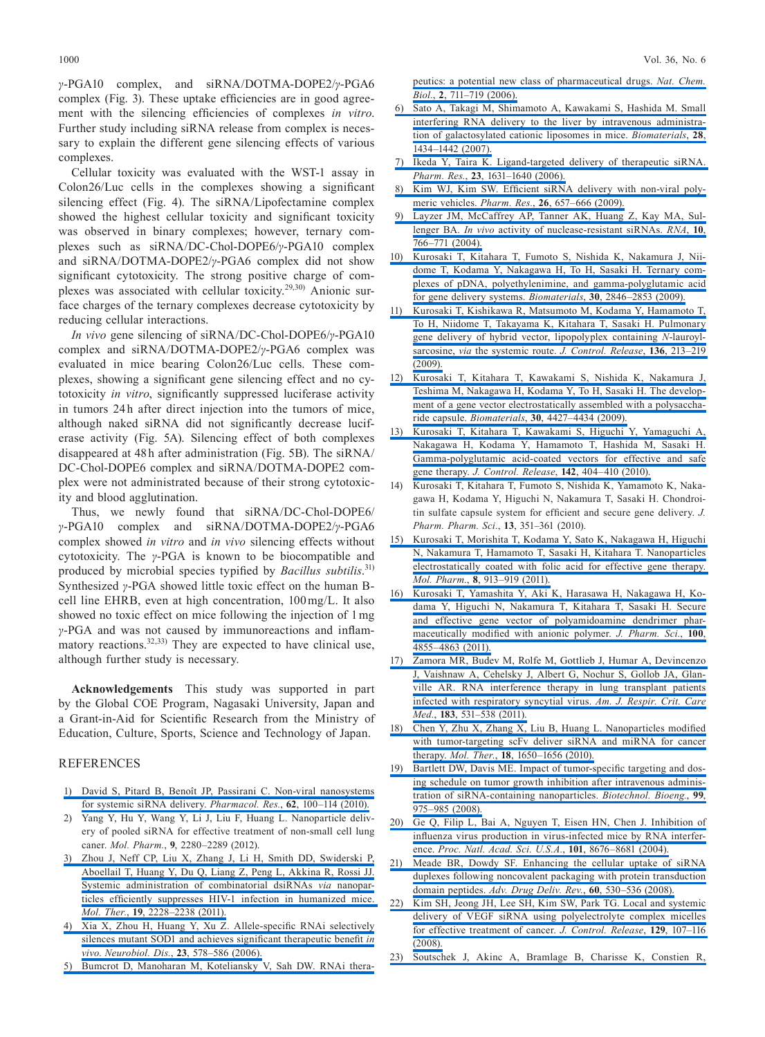*γ*-PGA10 complex, and siRNA/DOTMA-DOPE2/*γ*-PGA6 complex (Fig. 3). These uptake efficiencies are in good agreement with the silencing efficiencies of complexes *in vitro*. Further study including siRNA release from complex is necessary to explain the different gene silencing effects of various complexes.

Cellular toxicity was evaluated with the WST-1 assay in Colon26/Luc cells in the complexes showing a significant silencing effect (Fig. 4). The siRNA/Lipofectamine complex showed the highest cellular toxicity and significant toxicity was observed in binary complexes; however, ternary complexes such as siRNA/DC-Chol-DOPE6/*γ*-PGA10 complex and siRNA/DOTMA-DOPE2/*γ*-PGA6 complex did not show significant cytotoxicity. The strong positive charge of complexes was associated with cellular toxicity.[29,30] Anionic surface charges of the ternary complexes decrease cytotoxicity by reducing cellular interactions.

*In vivo* gene silencing of siRNA/DC-Chol-DOPE6/*γ*-PGA10 complex and siRNA/DOTMA-DOPE2/*γ*-PGA6 complex was evaluated in mice bearing Colon26/Luc cells. These complexes, showing a significant gene silencing effect and no cytotoxicity *in vitro*, significantly suppressed luciferase activity in tumors 24 h after direct injection into the tumors of mice, although naked siRNA did not significantly decrease luciferase activity (Fig. 5A). Silencing effect of both complexes disappeared at 48 h after administration (Fig. 5B). The siRNA/DC-Chol-DOPE6 complex and siRNA/DOTMA-DOPE2 complex were not administrated because of their strong cytotoxicity and blood agglutination.

Thus, we newly found that siRNA/DC-Chol-DOPE6/*γ*-PGA10 complex and siRNA/DOTMA-DOPE2/*γ*-PGA6 complex showed *in vitro* and *in vivo* silencing effects without cytotoxicity. The *γ*-PGA is known to be biocompatible and produced by microbial species typified by *Bacillus subtilis*.[31] Synthesized *γ*-PGA showed little toxic effect on the human B-cell line EHRB, even at high concentration, 100 mg/L. It also showed no toxic effect on mice following the injection of 1 mg *γ*-PGA and was not caused by immunoreactions and inflammatory reactions.[32,33] They are expected to have clinical use, although further study is necessary.

**Acknowledgements** This study was supported in part by the Global COE Program, Nagasaki University, Japan and a Grant-in-Aid for Scientific Research from the Ministry of Education, Culture, Sports, Science and Technology of Japan.

## REFERENCES

1) David S, Pitard B, Benoît JP, Passirani C. Non-viral nanosystems for systemic siRNA delivery. *Pharmacol. Res.*, **62**, 100–114 (2010).
2) Yang Y, Hu Y, Wang Y, Li J, Liu F, Huang L. Nanoparticle delivery of pooled siRNA for effective treatment of non-small cell lung caner. *Mol. Pharm.*, **9**, 2280–2289 (2012).
3) Zhou J, Neff CP, Liu X, Zhang J, Li H, Smith DD, Swiderski P, Aboellail T, Huang Y, Du Q, Liang Z, Peng L, Akkina R, Rossi JJ. Systemic administration of combinatorial dsiRNAs *via* nanoparticles efficiently suppresses HIV-1 infection in humanized mice. *Mol. Ther.*, **19**, 2228–2238 (2011).
4) Xia X, Zhou H, Huang Y, Xu Z. Allele-specific RNAi selectively silences mutant SOD1 and achieves significant therapeutic benefit *in vivo*. *Neurobiol. Dis.*, **23**, 578–586 (2006).
5) Bumcrot D, Manoharan M, Koteliansky V, Sah DW. RNAi therapeutics: a potential new class of pharmaceutical drugs. *Nat. Chem. Biol.*, **2**, 711–719 (2006).
6) Sato A, Takagi M, Shimamoto A, Kawakami S, Hashida M. Small interfering RNA delivery to the liver by intravenous administration of galactosylated cationic liposomes in mice. *Biomaterials*, **28**, 1434–1442 (2007).
7) Ikeda Y, Taira K. Ligand-targeted delivery of therapeutic siRNA. *Pharm. Res.*, **23**, 1631–1640 (2006).
8) Kim WJ, Kim SW. Efficient siRNA delivery with non-viral polymeric vehicles. *Pharm. Res.*, **26**, 657–666 (2009).
9) Layzer JM, McCaffrey AP, Tanner AK, Huang Z, Kay MA, Sullenger BA. *In vivo* activity of nuclease-resistant siRNAs. *RNA*, **10**, 766–771 (2004).
10) Kurosaki T, Kitahara T, Fumoto S, Nishida K, Nakamura J, Niidome T, Kodama Y, Nakagawa H, To H, Sasaki H. Ternary complexes of pDNA, polyethylenimine, and gamma-polyglutamic acid for gene delivery systems. *Biomaterials*, **30**, 2846–2853 (2009).
11) Kurosaki T, Kishikawa R, Matsumoto M, Kodama Y, Hamamoto T, To H, Niidome T, Takayama K, Kitahara T, Sasaki H. Pulmonary gene delivery of hybrid vector, lipopolyplex containing *N*-lauroylsarcosine, *via* the systemic route. *J. Control. Release*, **136**, 213–219 (2009).
12) Kurosaki T, Kitahara T, Kawakami S, Nishida K, Nakamura J, Teshima M, Nakagawa H, Kodama Y, To H, Sasaki H. The development of a gene vector electrostatically assembled with a polysaccharide capsule. *Biomaterials*, **30**, 4427–4434 (2009).
13) Kurosaki T, Kitahara T, Kawakami S, Higuchi Y, Yamaguchi A, Nakagawa H, Kodama Y, Hamamoto T, Hashida M, Sasaki H. Gamma-polyglutamic acid-coated vectors for effective and safe gene therapy. *J. Control. Release*, **142**, 404–410 (2010).
14) Kurosaki T, Kitahara T, Fumoto S, Nishida K, Yamamoto K, Nakagawa H, Kodama Y, Higuchi N, Nakamura T, Sasaki H. Chondroitin sulfate capsule system for efficient and secure gene delivery. *J. Pharm. Pharm. Sci.*, **13**, 351–361 (2010).
15) Kurosaki T, Morishita T, Kodama Y, Sato K, Nakagawa H, Higuchi N, Nakamura T, Hamamoto T, Sasaki H, Kitahara T. Nanoparticles electrostatically coated with folic acid for effective gene therapy. *Mol. Pharm.*, **8**, 913–919 (2011).
16) Kurosaki T, Yamashita Y, Aki K, Harasawa H, Nakagawa H, Kodama Y, Higuchi N, Nakamura T, Kitahara T, Sasaki H. Secure and effective gene vector of polyamidoamine dendrimer pharmaceutically modified with anionic polymer. *J. Pharm. Sci.*, **100**, 4855–4863 (2011).
17) Zamora MR, Budev M, Rolfe M, Gottlieb J, Humar A, Devincenzo J, Vaishnaw A, Cehelsky J, Albert G, Nochur S, Gollob JA, Glanville AR. RNA interference therapy in lung transplant patients infected with respiratory syncytial virus. *Am. J. Respir. Crit. Care Med.*, **183**, 531–538 (2011).
18) Chen Y, Zhu X, Zhang X, Liu B, Huang L. Nanoparticles modified with tumor-targeting scFv deliver siRNA and miRNA for cancer therapy. *Mol. Ther.*, **18**, 1650–1656 (2010).
19) Bartlett DW, Davis ME. Impact of tumor-specific targeting and dosing schedule on tumor growth inhibition after intravenous administration of siRNA-containing nanoparticles. *Biotechnol. Bioeng.*, **99**, 975–985 (2008).
20) Ge Q, Filip L, Bai A, Nguyen T, Eisen HN, Chen J. Inhibition of influenza virus production in virus-infected mice by RNA interference. *Proc. Natl. Acad. Sci. U.S.A.*, **101**, 8676–8681 (2004).
21) Meade BR, Dowdy SF. Enhancing the cellular uptake of siRNA duplexes following noncovalent packaging with protein transduction domain peptides. *Adv. Drug Deliv. Rev.*, **60**, 530–536 (2008).
22) Kim SH, Jeong JH, Lee SH, Kim SW, Park TG. Local and systemic delivery of VEGF siRNA using polyelectrolyte complex micelles for effective treatment of cancer. *J. Control. Release*, **129**, 107–116 (2008).
23) Soutschek J, Akinc A, Bramlage B, Charisse K, Constien R,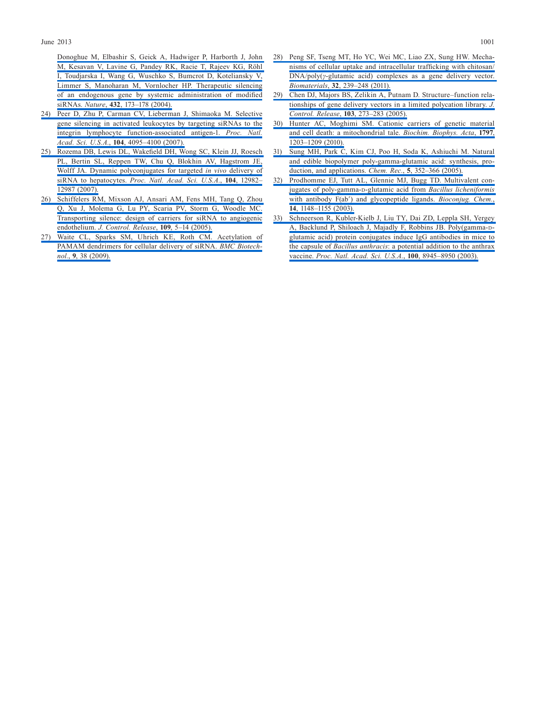Donoghue M, Elbashir S, Geick A, Hadwiger P, Harborth J, John M, Kesavan V, Lavine G, Pandey RK, Racie T, Rajeev KG, Röhl I, Toudjarska I, Wang G, Wuschko S, Bumcrot D, Koteliansky V, Limmer S, Manoharan M, Vornlocher HP. Therapeutic silencing of an endogenous gene by systemic administration of modified siRNAs. *Nature*, **432**, 173–178 (2004).

24) Peer D, Zhu P, Carman CV, Lieberman J, Shimaoka M. Selective gene silencing in activated leukocytes by targeting siRNAs to the integrin lymphocyte function-associated antigen-1. *Proc. Natl. Acad. Sci. U.S.A.*, **104**, 4095–4100 (2007).

25) Rozema DB, Lewis DL, Wakefield DH, Wong SC, Klein JJ, Roesch PL, Bertin SL, Reppen TW, Chu Q, Blokhin AV, Hagstrom JE, Wolff JA. Dynamic polyconjugates for targeted *in vivo* delivery of siRNA to hepatocytes. *Proc. Natl. Acad. Sci. U.S.A.*, **104**, 12982–12987 (2007).

26) Schiffelers RM, Mixson AJ, Ansari AM, Fens MH, Tang Q, Zhou Q, Xu J, Molema G, Lu PY, Scaria PV, Storm G, Woodle MC. Transporting silence: design of carriers for siRNA to angiogenic endothelium. *J. Control. Release*, **109**, 5–14 (2005).

27) Waite CL, Sparks SM, Uhrich KE, Roth CM. Acetylation of PAMAM dendrimers for cellular delivery of siRNA. *BMC Biotechnol.*, **9**, 38 (2009).

28) Peng SF, Tseng MT, Ho YC, Wei MC, Liao ZX, Sung HW. Mechanisms of cellular uptake and intracellular trafficking with chitosan/DNA/poly($\gamma$-glutamic acid) complexes as a gene delivery vector. *Biomaterials*, **32**, 239–248 (2011).

29) Chen DJ, Majors BS, Zelikin A, Putnam D. Structure–function relationships of gene delivery vectors in a limited polycation library. *J. Control. Release*, **103**, 273–283 (2005).

30) Hunter AC, Moghimi SM. Cationic carriers of genetic material and cell death: a mitochondrial tale. *Biochim. Biophys. Acta*, **1797**, 1203–1209 (2010).

31) Sung MH, Park C, Kim CJ, Poo H, Soda K, Ashiuchi M. Natural and edible biopolymer poly-gamma-glutamic acid: synthesis, production, and applications. *Chem. Rec.*, **5**, 352–366 (2005).

32) Prodhomme EJ, Tutt AL, Glennie MJ, Bugg TD. Multivalent conjugates of poly-gamma-D-glutamic acid from *Bacillus licheniformis* with antibody F(ab′) and glycopeptide ligands. *Bioconjug. Chem.*, **14**, 1148–1155 (2003).

33) Schneerson R, Kubler-Kielb J, Liu TY, Dai ZD, Leppla SH, Yergey A, Backlund P, Shiloach J, Majadly F, Robbins JB. Poly(gamma-D-glutamic acid) protein conjugates induce IgG antibodies in mice to the capsule of *Bacillus anthracis*: a potential addition to the anthrax vaccine. *Proc. Natl. Acad. Sci. U.S.A.*, **100**, 8945–8950 (2003).